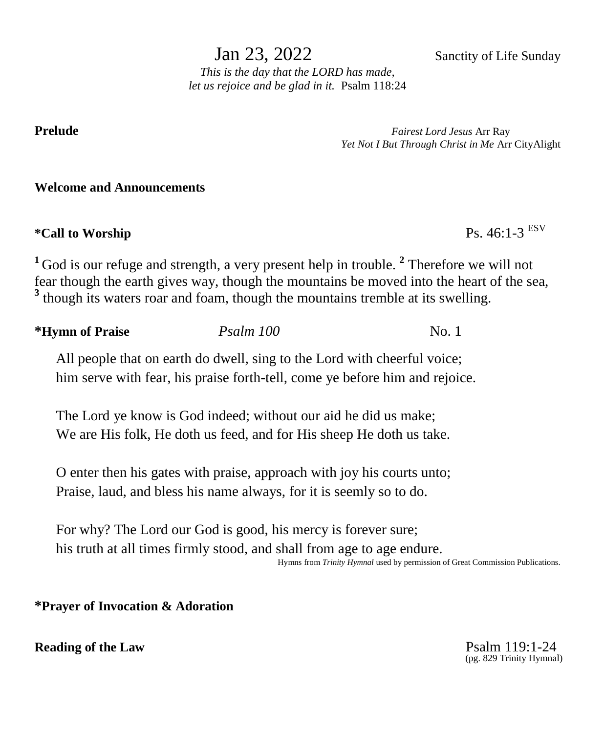# Jan 23, 2022

Sanctity of Life Sunday

*This is the day that the LORD has made,*
*let us rejoice and be glad in it.* Psalm 118:24

**Prelude**

*Fairest Lord Jesus* Arr Ray
*Yet Not I But Through Christ in Me* Arr CityAlight

**Welcome and Announcements**

**\*Call to Worship** Ps. 46:1-3 ESV

[1] God is our refuge and strength, a very present help in trouble. [2] Therefore we will not fear though the earth gives way, though the mountains be moved into the heart of the sea, [3] though its waters roar and foam, though the mountains tremble at its swelling.

**\*Hymn of Praise** *Psalm 100* No. 1

All people that on earth do dwell, sing to the Lord with cheerful voice;
him serve with fear, his praise forth-tell, come ye before him and rejoice.

The Lord ye know is God indeed; without our aid he did us make;
We are His folk, He doth us feed, and for His sheep He doth us take.

O enter then his gates with praise, approach with joy his courts unto;
Praise, laud, and bless his name always, for it is seemly so to do.

For why? The Lord our God is good, his mercy is forever sure;
his truth at all times firmly stood, and shall from age to age endure.

Hymns from *Trinity Hymnal* used by permission of Great Commission Publications.

**\*Prayer of Invocation & Adoration**

**Reading of the Law** Psalm 119:1-24
(pg. 829 Trinity Hymnal)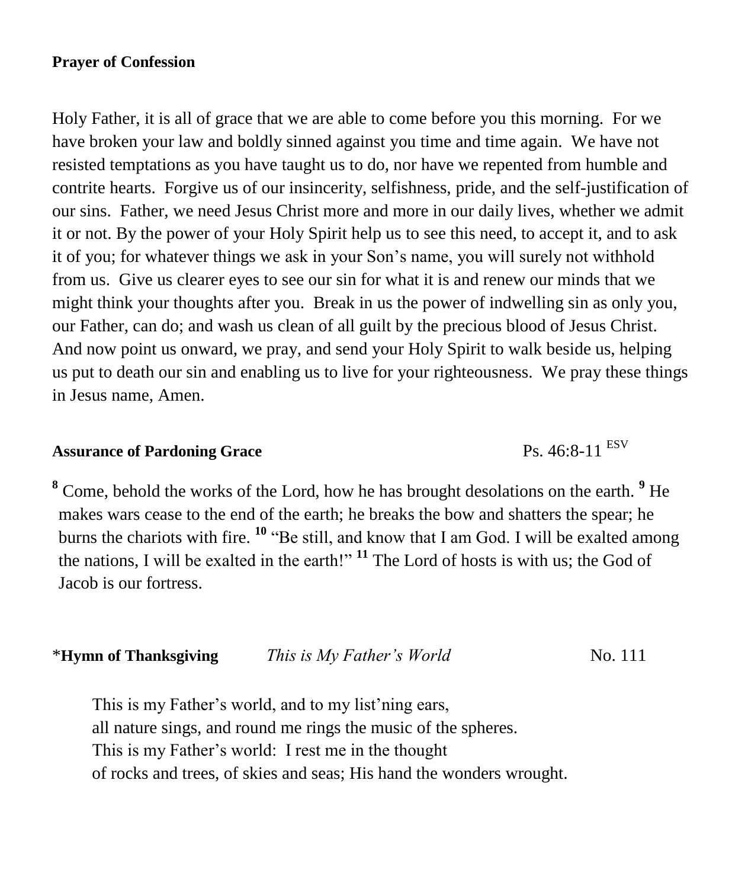**Prayer of Confession**

Holy Father, it is all of grace that we are able to come before you this morning. For we have broken your law and boldly sinned against you time and time again. We have not resisted temptations as you have taught us to do, nor have we repented from humble and contrite hearts. Forgive us of our insincerity, selfishness, pride, and the self-justification of our sins. Father, we need Jesus Christ more and more in our daily lives, whether we admit it or not. By the power of your Holy Spirit help us to see this need, to accept it, and to ask it of you; for whatever things we ask in your Son's name, you will surely not withhold from us. Give us clearer eyes to see our sin for what it is and renew our minds that we might think your thoughts after you. Break in us the power of indwelling sin as only you, our Father, can do; and wash us clean of all guilt by the precious blood of Jesus Christ. And now point us onward, we pray, and send your Holy Spirit to walk beside us, helping us put to death our sin and enabling us to live for your righteousness. We pray these things in Jesus name, Amen.

**Assurance of Pardoning Grace** Ps. 46:8-11 [ESV]

[8] Come, behold the works of the Lord, how he has brought desolations on the earth. [9] He makes wars cease to the end of the earth; he breaks the bow and shatters the spear; he burns the chariots with fire. [10] "Be still, and know that I am God. I will be exalted among the nations, I will be exalted in the earth!" [11] The Lord of hosts is with us; the God of Jacob is our fortress.

*__Hymn of Thanksgiving__ *This is My Father's World* No. 111

This is my Father's world, and to my list'ning ears,
all nature sings, and round me rings the music of the spheres.
This is my Father's world: I rest me in the thought
of rocks and trees, of skies and seas; His hand the wonders wrought.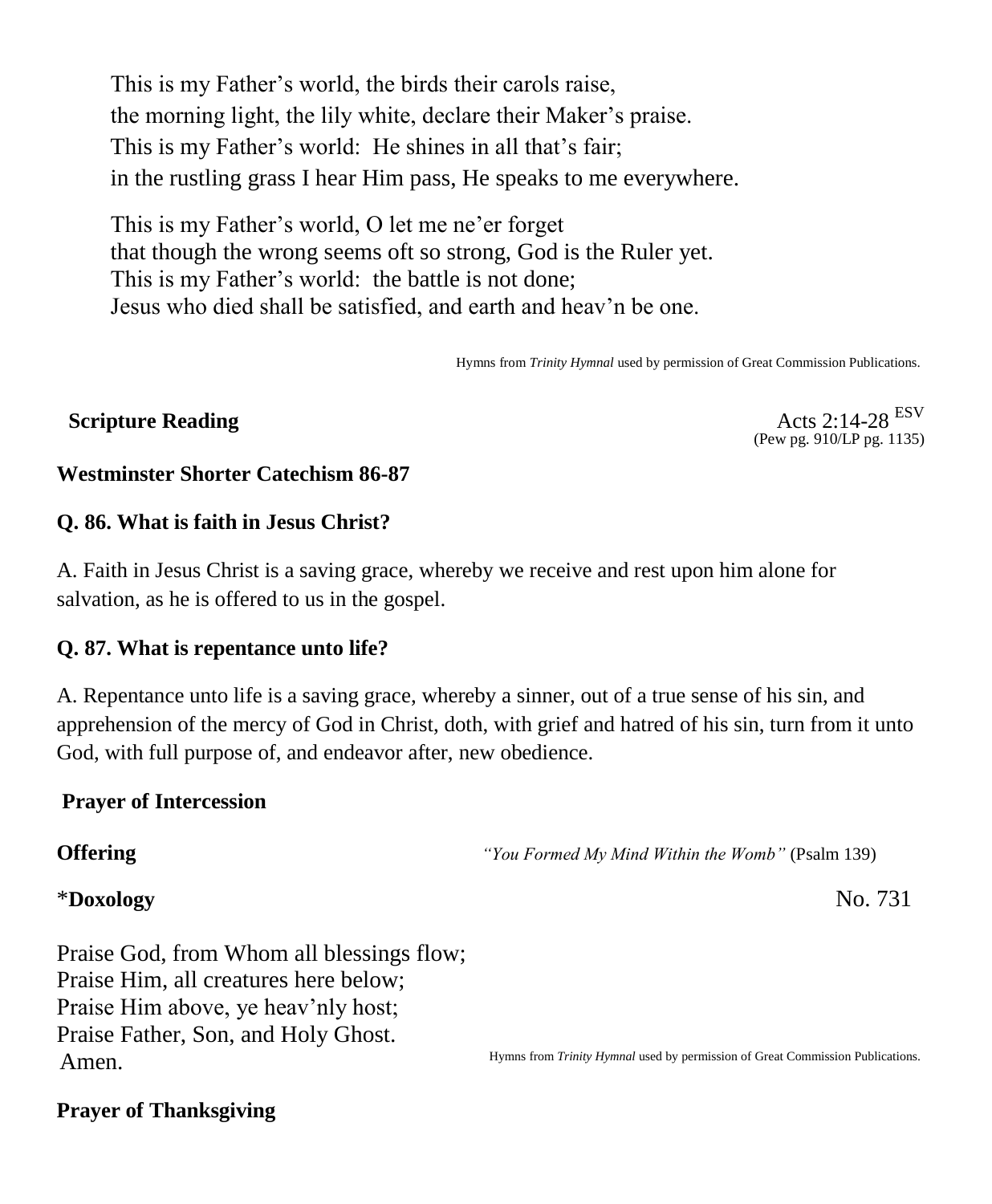This is my Father's world, the birds their carols raise,
the morning light, the lily white, declare their Maker's praise.
This is my Father's world: He shines in all that's fair;
in the rustling grass I hear Him pass, He speaks to me everywhere.

This is my Father's world, O let me ne'er forget
that though the wrong seems oft so strong, God is the Ruler yet.
This is my Father's world: the battle is not done;
Jesus who died shall be satisfied, and earth and heav'n be one.

Hymns from *Trinity Hymnal* used by permission of Great Commission Publications.

**Scripture Reading** Acts 2:14-28 [ESV]
(Pew pg. 910/LP pg. 1135)

**Westminster Shorter Catechism 86-87**

**Q. 86. What is faith in Jesus Christ?**

A. Faith in Jesus Christ is a saving grace, whereby we receive and rest upon him alone for salvation, as he is offered to us in the gospel.

**Q. 87. What is repentance unto life?**

A. Repentance unto life is a saving grace, whereby a sinner, out of a true sense of his sin, and apprehension of the mercy of God in Christ, doth, with grief and hatred of his sin, turn from it unto God, with full purpose of, and endeavor after, new obedience.

**Prayer of Intercession**

**Offering** *"You Formed My Mind Within the Womb"* (Psalm 139)

*__Doxology__ No. 731

Praise God, from Whom all blessings flow;
Praise Him, all creatures here below;
Praise Him above, ye heav'nly host;
Praise Father, Son, and Holy Ghost.
Amen.

Hymns from *Trinity Hymnal* used by permission of Great Commission Publications.

**Prayer of Thanksgiving**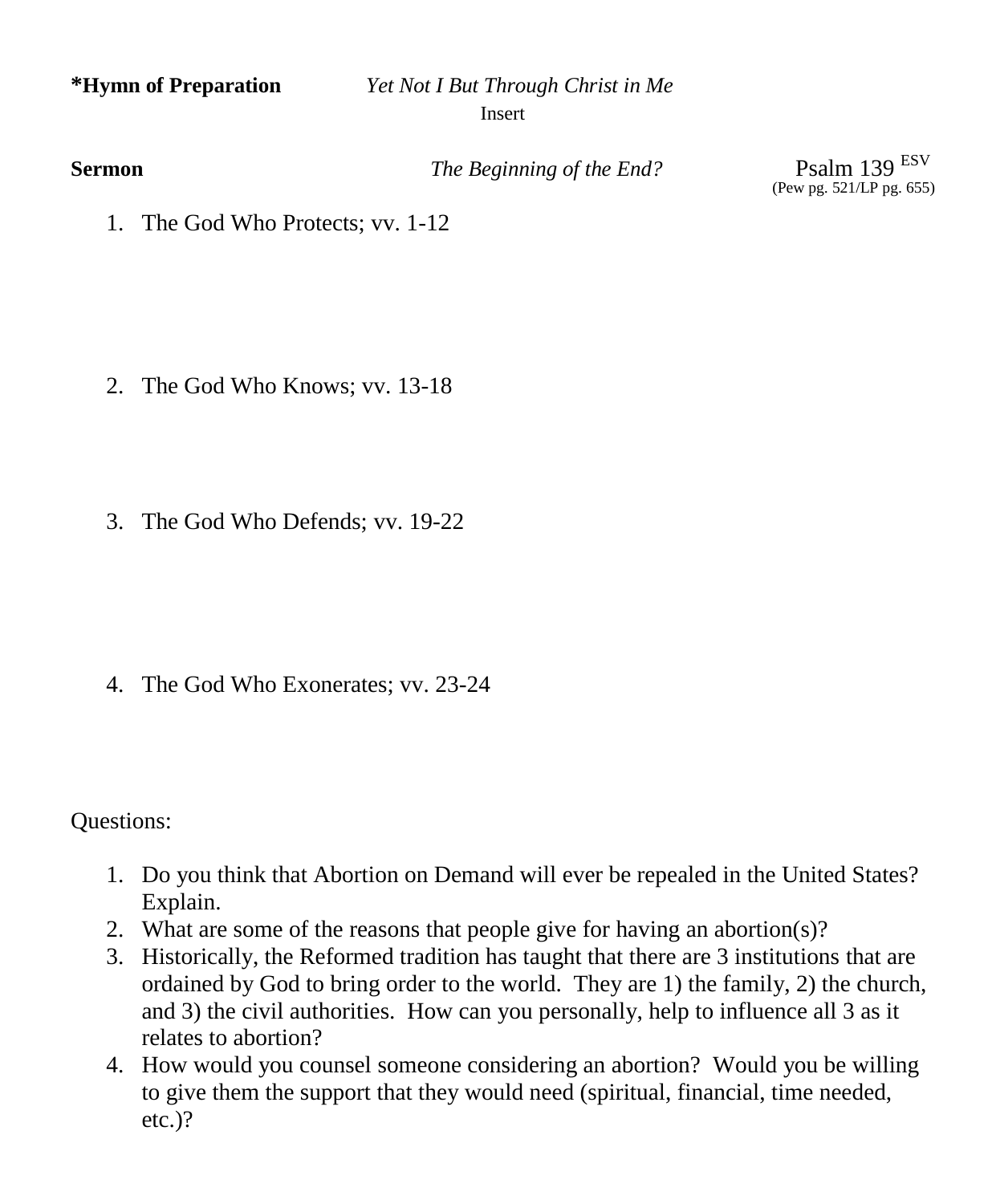**\*Hymn of Preparation** *Yet Not I But Through Christ in Me*

Insert

**Sermon** *The Beginning of the End?* Psalm 139 [ESV]

(Pew pg. 521/LP pg. 655)

1. The God Who Protects; vv. 1-12

2. The God Who Knows; vv. 13-18

3. The God Who Defends; vv. 19-22

4. The God Who Exonerates; vv. 23-24

Questions:

1. Do you think that Abortion on Demand will ever be repealed in the United States? Explain.
2. What are some of the reasons that people give for having an abortion(s)?
3. Historically, the Reformed tradition has taught that there are 3 institutions that are ordained by God to bring order to the world. They are 1) the family, 2) the church, and 3) the civil authorities. How can you personally, help to influence all 3 as it relates to abortion?
4. How would you counsel someone considering an abortion? Would you be willing to give them the support that they would need (spiritual, financial, time needed, etc.)?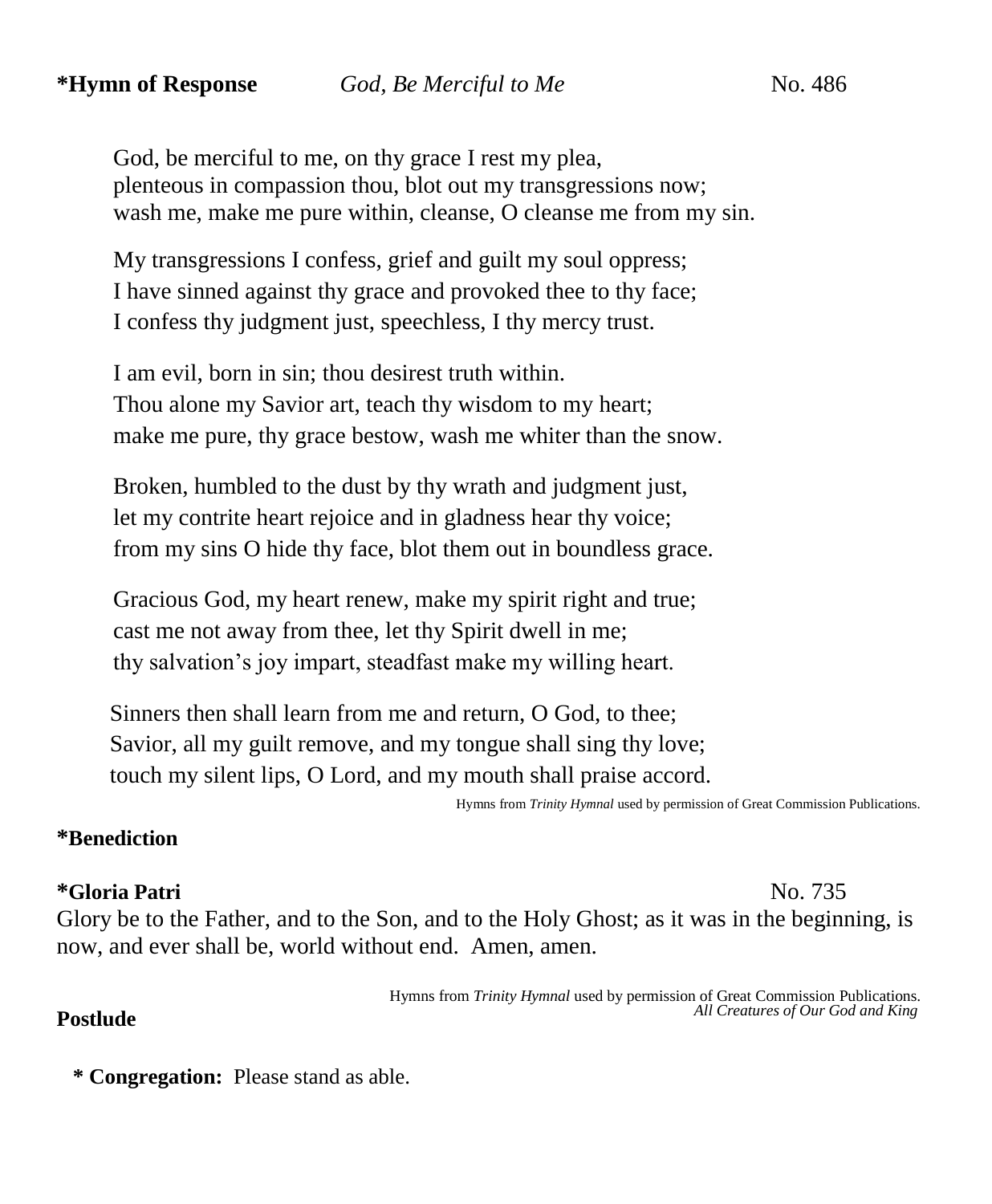**\*Hymn of Response** *God, Be Merciful to Me* No. 486

God, be merciful to me, on thy grace I rest my plea,
plenteous in compassion thou, blot out my transgressions now;
wash me, make me pure within, cleanse, O cleanse me from my sin.

My transgressions I confess, grief and guilt my soul oppress;
I have sinned against thy grace and provoked thee to thy face;
I confess thy judgment just, speechless, I thy mercy trust.

I am evil, born in sin; thou desirest truth within.
Thou alone my Savior art, teach thy wisdom to my heart;
make me pure, thy grace bestow, wash me whiter than the snow.

Broken, humbled to the dust by thy wrath and judgment just,
let my contrite heart rejoice and in gladness hear thy voice;
from my sins O hide thy face, blot them out in boundless grace.

Gracious God, my heart renew, make my spirit right and true;
cast me not away from thee, let thy Spirit dwell in me;
thy salvation's joy impart, steadfast make my willing heart.

Sinners then shall learn from me and return, O God, to thee;
Savior, all my guilt remove, and my tongue shall sing thy love;
touch my silent lips, O Lord, and my mouth shall praise accord.

Hymns from *Trinity Hymnal* used by permission of Great Commission Publications.

**\*Benediction**

**\*Gloria Patri** No. 735

Glory be to the Father, and to the Son, and to the Holy Ghost; as it was in the beginning, is now, and ever shall be, world without end. Amen, amen.

Hymns from *Trinity Hymnal* used by permission of Great Commission Publications.

**Postlude** *All Creatures of Our God and King*

**\* Congregation:** Please stand as able.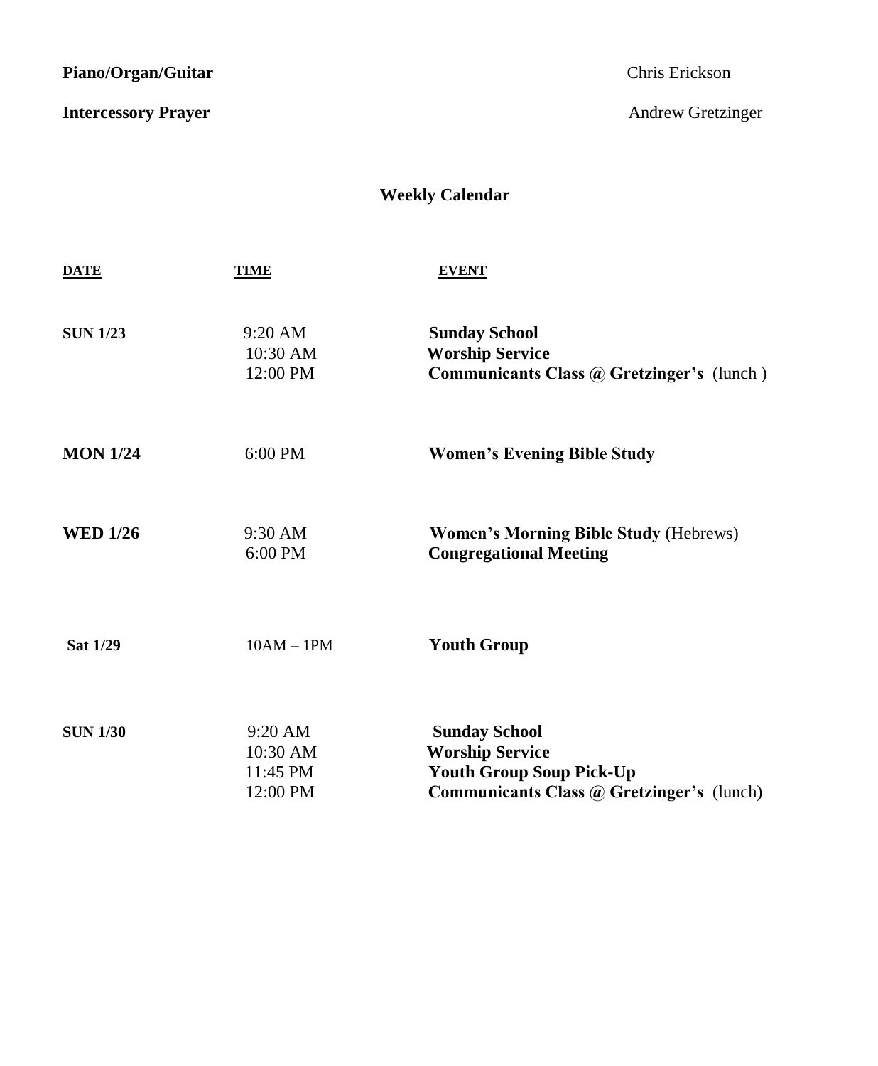**Piano/Organ/Guitar** Chris Erickson

**Intercessory Prayer** Andrew Gretzinger

## Weekly Calendar

| DATE | TIME | EVENT |
|---|---|---|
| **SUN 1/23** | 9:20 AM | **Sunday School** |
| | 10:30 AM | **Worship Service** |
| | 12:00 PM | **Communicants Class @ Gretzinger's** (lunch ) |
| **MON 1/24** | 6:00 PM | **Women's Evening Bible Study** |
| **WED 1/26** | 9:30 AM | **Women's Morning Bible Study** (Hebrews) |
| | 6:00 PM | **Congregational Meeting** |
| **Sat 1/29** | 10AM – 1PM | **Youth Group** |
| **SUN 1/30** | 9:20 AM | **Sunday School** |
| | 10:30 AM | **Worship Service** |
| | 11:45 PM | **Youth Group Soup Pick-Up** |
| | 12:00 PM | **Communicants Class @ Gretzinger's** (lunch) |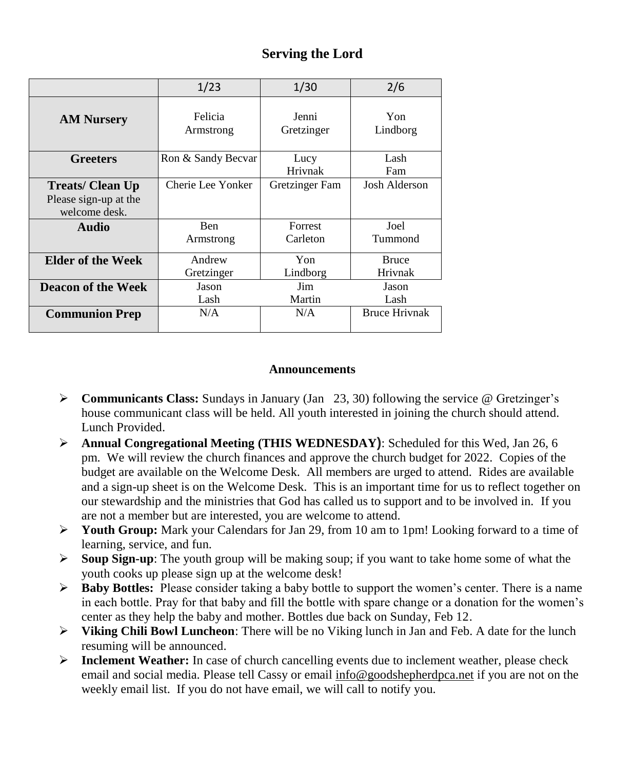## Serving the Lord

| | 1/23 | 1/30 | 2/6 |
|---|---|---|---|
| **AM Nursery** | Felicia Armstrong | Jenni Gretzinger | Yon Lindborg |
| **Greeters** | Ron & Sandy Becvar | Lucy Hrivnak | Lash Fam |
| **Treats/ Clean Up** Please sign-up at the welcome desk. | Cherie Lee Yonker | Gretzinger Fam | Josh Alderson |
| **Audio** | Ben Armstrong | Forrest Carleton | Joel Tummond |
| **Elder of the Week** | Andrew Gretzinger | Yon Lindborg | Bruce Hrivnak |
| **Deacon of the Week** | Jason Lash | Jim Martin | Jason Lash |
| **Communion Prep** | N/A | N/A | Bruce Hrivnak |

### Announcements

- **Communicants Class:** Sundays in January (Jan 23, 30) following the service @ Gretzinger's house communicant class will be held. All youth interested in joining the church should attend. Lunch Provided.
- **Annual Congregational Meeting (THIS WEDNESDAY)**: Scheduled for this Wed, Jan 26, 6 pm. We will review the church finances and approve the church budget for 2022. Copies of the budget are available on the Welcome Desk. All members are urged to attend. Rides are available and a sign-up sheet is on the Welcome Desk. This is an important time for us to reflect together on our stewardship and the ministries that God has called us to support and to be involved in. If you are not a member but are interested, you are welcome to attend.
- **Youth Group:** Mark your Calendars for Jan 29, from 10 am to 1pm! Looking forward to a time of learning, service, and fun.
- **Soup Sign-up**: The youth group will be making soup; if you want to take home some of what the youth cooks up please sign up at the welcome desk!
- **Baby Bottles:** Please consider taking a baby bottle to support the women's center. There is a name in each bottle. Pray for that baby and fill the bottle with spare change or a donation for the women's center as they help the baby and mother. Bottles due back on Sunday, Feb 12.
- **Viking Chili Bowl Luncheon**: There will be no Viking lunch in Jan and Feb. A date for the lunch resuming will be announced.
- **Inclement Weather:** In case of church cancelling events due to inclement weather, please check email and social media. Please tell Cassy or email info@goodshepherdpca.net if you are not on the weekly email list. If you do not have email, we will call to notify you.